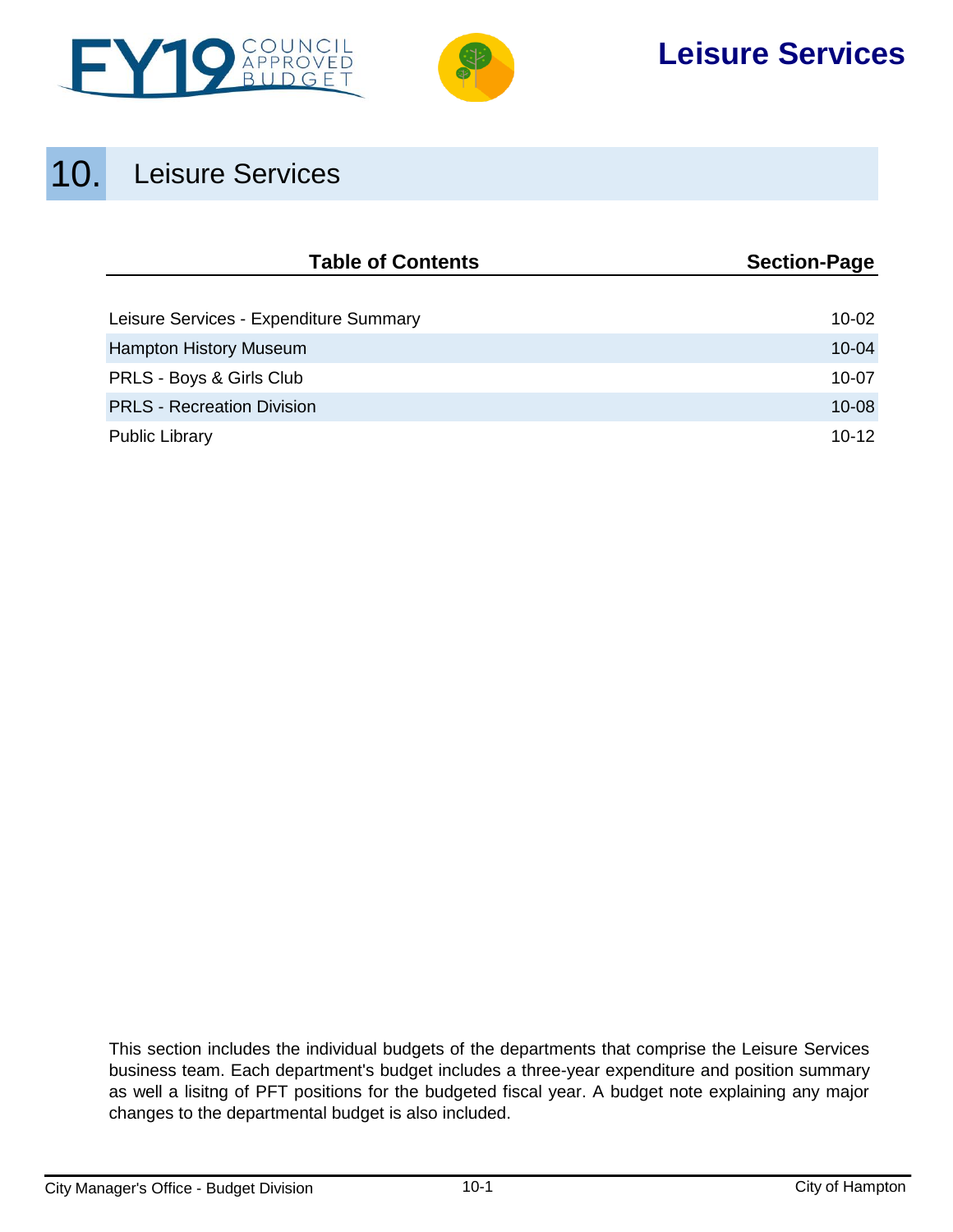# 10. Leisure Services

| Table of Contents | Section-Page |
|---|---|
| Leisure Services - Expenditure Summary | 10-02 |
| Hampton History Museum | 10-04 |
| PRLS - Boys & Girls Club | 10-07 |
| PRLS - Recreation Division | 10-08 |
| Public Library | 10-12 |

This section includes the individual budgets of the departments that comprise the Leisure Services business team. Each department's budget includes a three-year expenditure and position summary as well a lisitng of PFT positions for the budgeted fiscal year. A budget note explaining any major changes to the departmental budget is also included.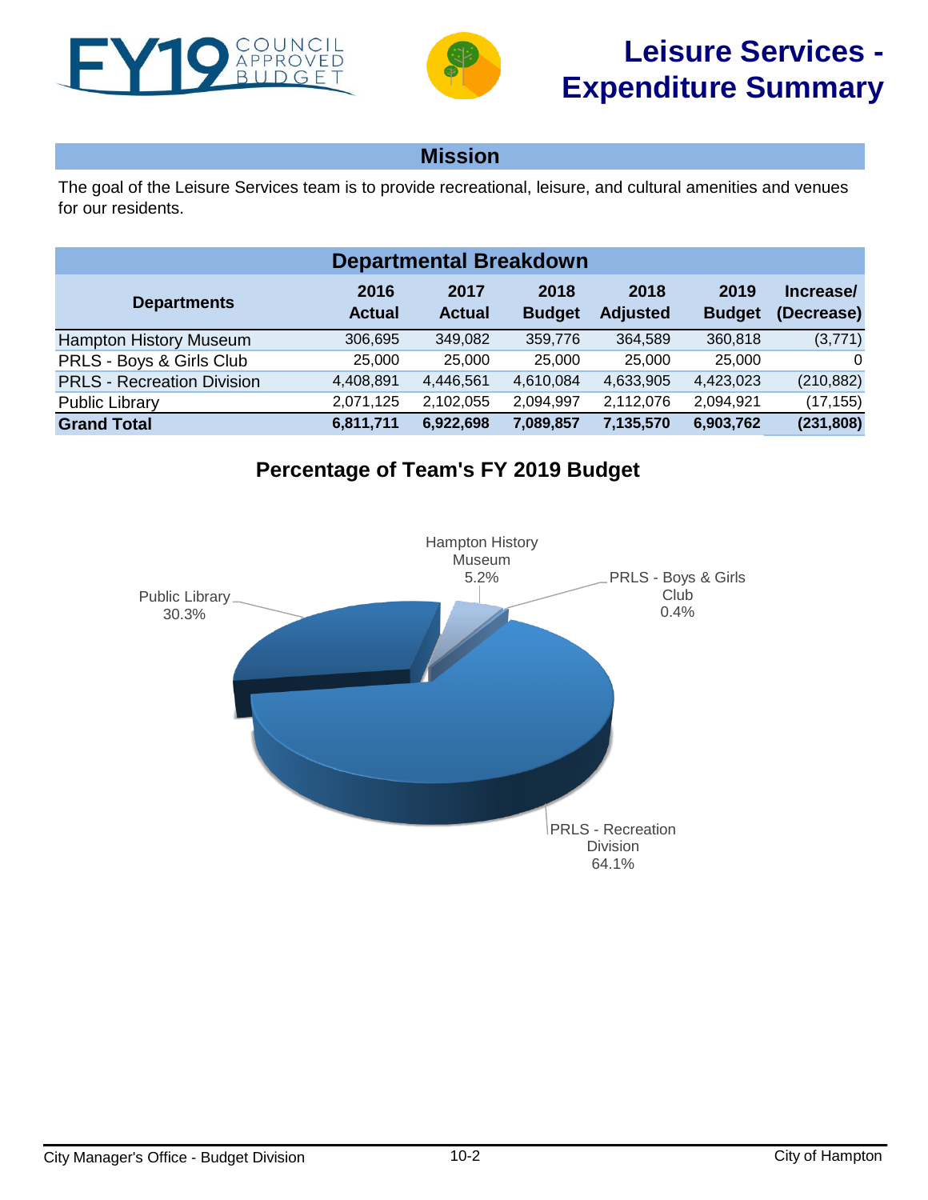# Leisure Services - Expenditure Summary

## Mission

The goal of the Leisure Services team is to provide recreational, leisure, and cultural amenities and venues for our residents.

## Departmental Breakdown

| Departments | 2016 Actual | 2017 Actual | 2018 Budget | 2018 Adjusted | 2019 Budget | Increase/ (Decrease) |
|---|---|---|---|---|---|---|
| Hampton History Museum | 306,695 | 349,082 | 359,776 | 364,589 | 360,818 | (3,771) |
| PRLS - Boys & Girls Club | 25,000 | 25,000 | 25,000 | 25,000 | 25,000 | 0 |
| PRLS - Recreation Division | 4,408,891 | 4,446,561 | 4,610,084 | 4,633,905 | 4,423,023 | (210,882) |
| Public Library | 2,071,125 | 2,102,055 | 2,094,997 | 2,112,076 | 2,094,921 | (17,155) |
| **Grand Total** | **6,811,711** | **6,922,698** | **7,089,857** | **7,135,570** | **6,903,762** | **(231,808)** |

## Percentage of Team's FY 2019 Budget

- Hampton History Museum 5.2%
- PRLS - Boys & Girls Club 0.4%
- PRLS - Recreation Division 64.1%
- Public Library 30.3%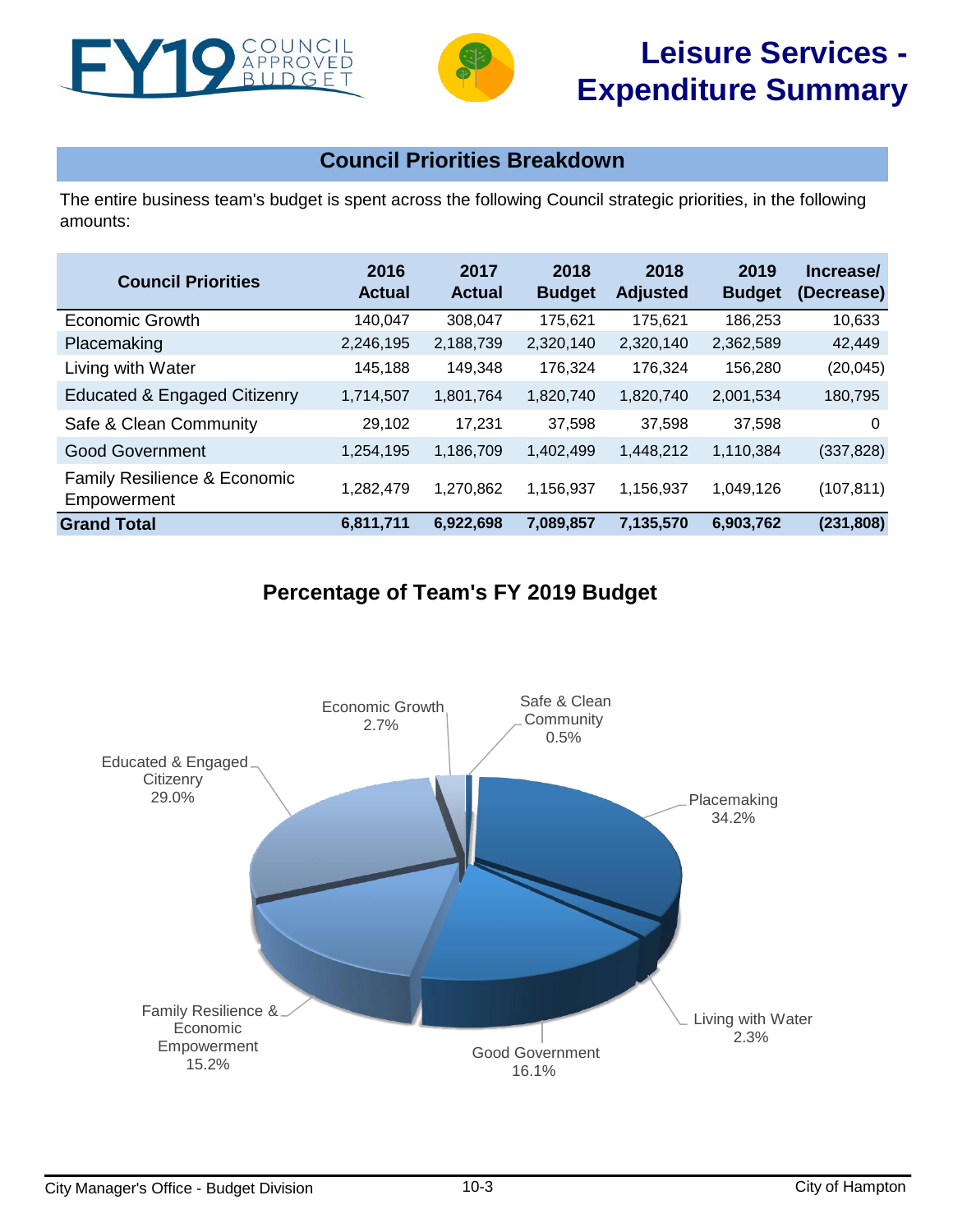# Leisure Services - Expenditure Summary

## Council Priorities Breakdown

The entire business team's budget is spent across the following Council strategic priorities, in the following amounts:

| Council Priorities | 2016 Actual | 2017 Actual | 2018 Budget | 2018 Adjusted | 2019 Budget | Increase/ (Decrease) |
|---|---|---|---|---|---|---|
| Economic Growth | 140,047 | 308,047 | 175,621 | 175,621 | 186,253 | 10,633 |
| Placemaking | 2,246,195 | 2,188,739 | 2,320,140 | 2,320,140 | 2,362,589 | 42,449 |
| Living with Water | 145,188 | 149,348 | 176,324 | 176,324 | 156,280 | (20,045) |
| Educated & Engaged Citizenry | 1,714,507 | 1,801,764 | 1,820,740 | 1,820,740 | 2,001,534 | 180,795 |
| Safe & Clean Community | 29,102 | 17,231 | 37,598 | 37,598 | 37,598 | 0 |
| Good Government | 1,254,195 | 1,186,709 | 1,402,499 | 1,448,212 | 1,110,384 | (337,828) |
| Family Resilience & Economic Empowerment | 1,282,479 | 1,270,862 | 1,156,937 | 1,156,937 | 1,049,126 | (107,811) |
| **Grand Total** | **6,811,711** | **6,922,698** | **7,089,857** | **7,135,570** | **6,903,762** | **(231,808)** |

## Percentage of Team's FY 2019 Budget

- Economic Growth 2.7%
- Safe & Clean Community 0.5%
- Placemaking 34.2%
- Living with Water 2.3%
- Good Government 16.1%
- Family Resilience & Economic Empowerment 15.2%
- Educated & Engaged Citizenry 29.0%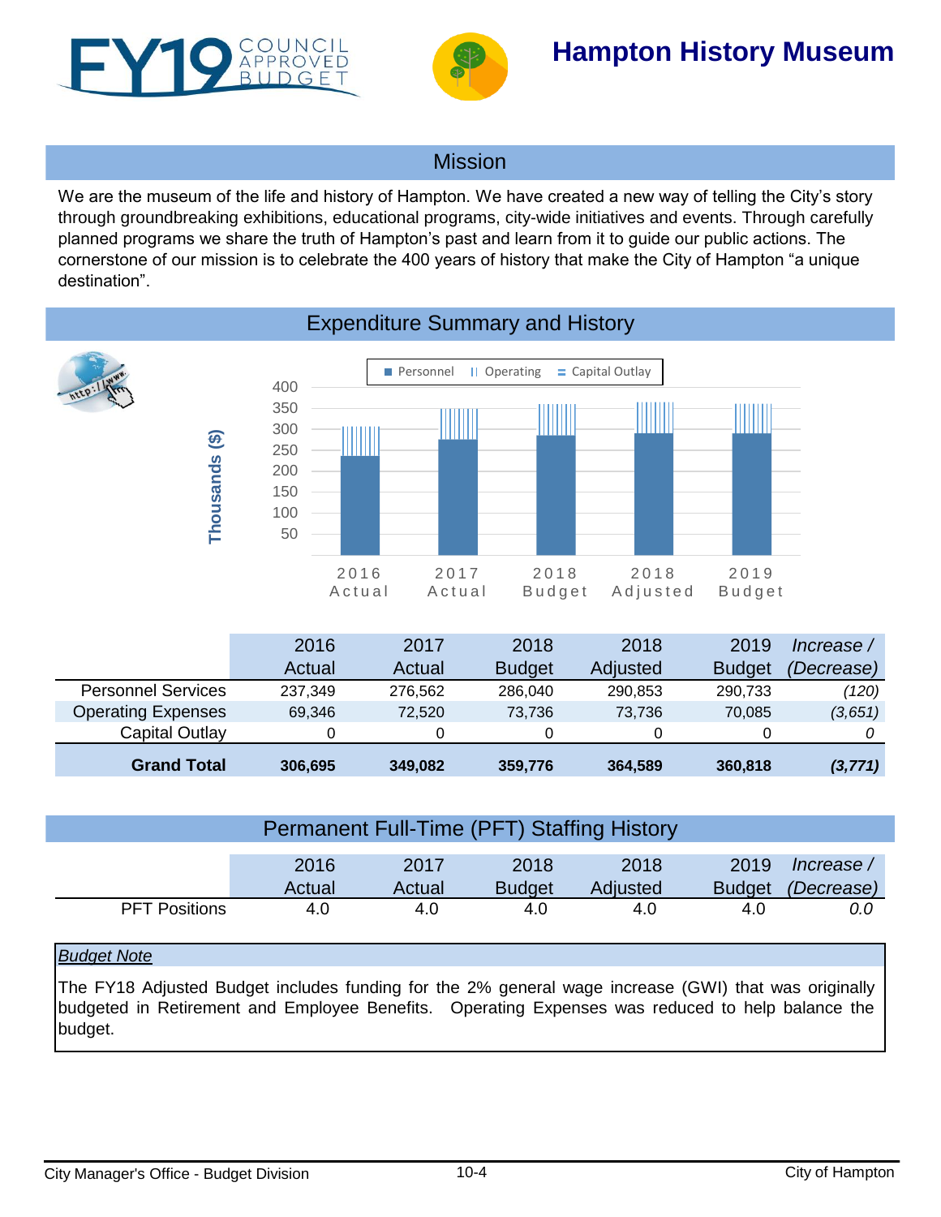# Hampton History Museum

FY19 COUNCIL APPROVED BUDGET

## Mission

We are the museum of the life and history of Hampton. We have created a new way of telling the City's story through groundbreaking exhibitions, educational programs, city-wide initiatives and events. Through carefully planned programs we share the truth of Hampton's past and learn from it to guide our public actions. The cornerstone of our mission is to celebrate the 400 years of history that make the City of Hampton "a unique destination".

## Expenditure Summary and History

| | 2016 Actual | 2017 Actual | 2018 Budget | 2018 Adjusted | 2019 Budget | *Increase / (Decrease)* |
|---|---|---|---|---|---|---|
| Personnel Services | 237,349 | 276,562 | 286,040 | 290,853 | 290,733 | *(120)* |
| Operating Expenses | 69,346 | 72,520 | 73,736 | 73,736 | 70,085 | *(3,651)* |
| Capital Outlay | 0 | 0 | 0 | 0 | 0 | *0* |
| **Grand Total** | **306,695** | **349,082** | **359,776** | **364,589** | **360,818** | ***(3,771)*** |

## Permanent Full-Time (PFT) Staffing History

| | 2016 Actual | 2017 Actual | 2018 Budget | 2018 Adjusted | 2019 Budget | *Increase / (Decrease)* |
|---|---|---|---|---|---|---|
| PFT Positions | 4.0 | 4.0 | 4.0 | 4.0 | 4.0 | *0.0* |

*Budget Note*

The FY18 Adjusted Budget includes funding for the 2% general wage increase (GWI) that was originally budgeted in Retirement and Employee Benefits. Operating Expenses was reduced to help balance the budget.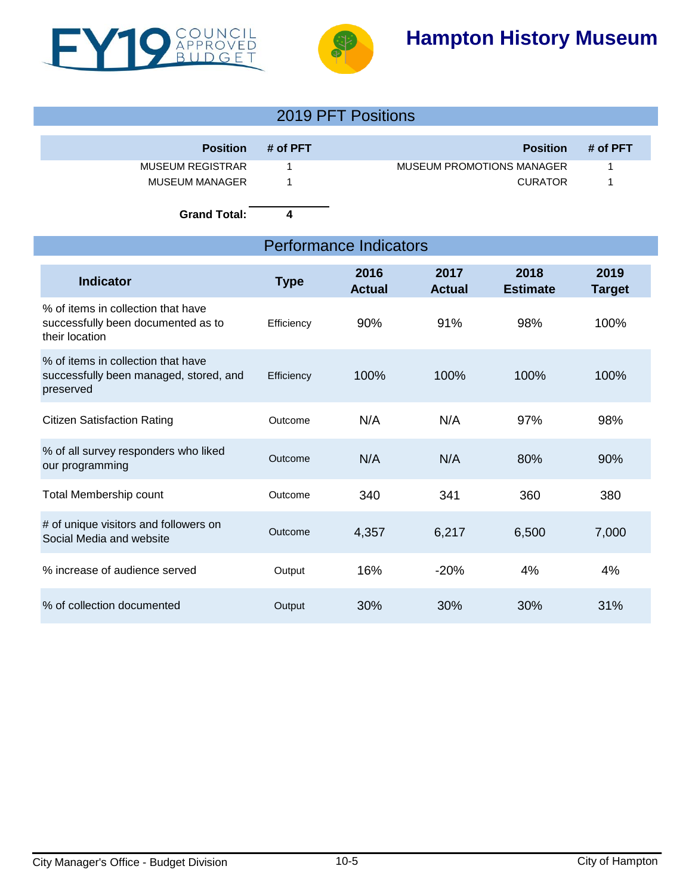# Hampton History Museum

FY19 COUNCIL APPROVED BUDGET

## 2019 PFT Positions

| Position | # of PFT | Position | # of PFT |
|---|---|---|---|
| MUSEUM REGISTRAR | 1 | MUSEUM PROMOTIONS MANAGER | 1 |
| MUSEUM MANAGER | 1 | CURATOR | 1 |
| **Grand Total:** | **4** | | |

## Performance Indicators

| Indicator | Type | 2016 Actual | 2017 Actual | 2018 Estimate | 2019 Target |
|---|---|---|---|---|---|
| % of items in collection that have successfully been documented as to their location | Efficiency | 90% | 91% | 98% | 100% |
| % of items in collection that have successfully been managed, stored, and preserved | Efficiency | 100% | 100% | 100% | 100% |
| Citizen Satisfaction Rating | Outcome | N/A | N/A | 97% | 98% |
| % of all survey responders who liked our programming | Outcome | N/A | N/A | 80% | 90% |
| Total Membership count | Outcome | 340 | 341 | 360 | 380 |
| # of unique visitors and followers on Social Media and website | Outcome | 4,357 | 6,217 | 6,500 | 7,000 |
| % increase of audience served | Output | 16% | -20% | 4% | 4% |
| % of collection documented | Output | 30% | 30% | 30% | 31% |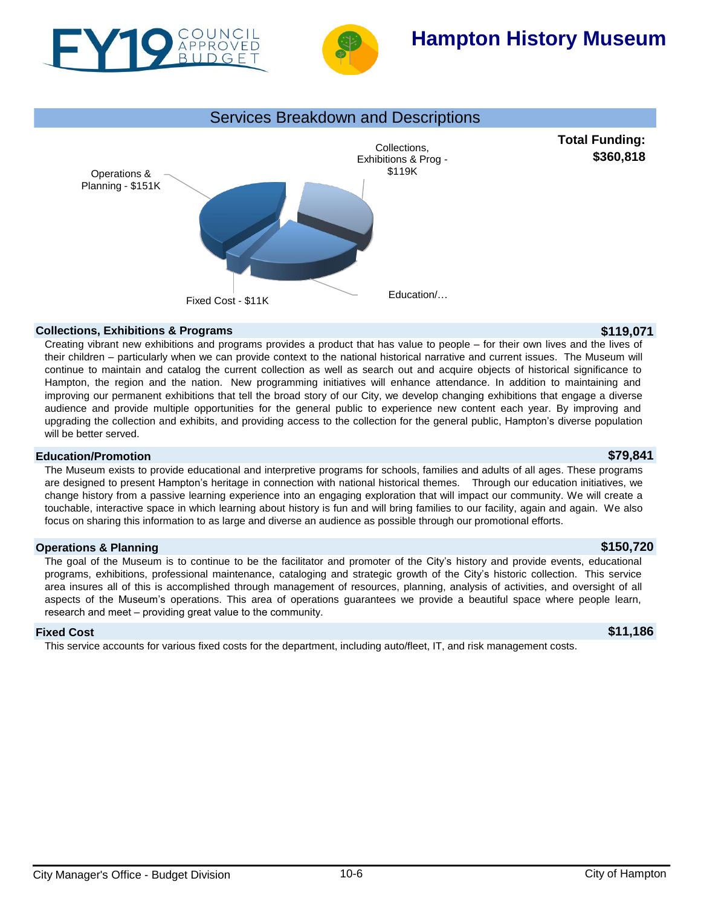# Hampton History Museum

FY19 Council Approved Budget

## Services Breakdown and Descriptions

**Total Funding: $360,818**

Operations & Planning - $151K

Collections, Exhibitions & Prog - $119K

Education/…

Fixed Cost - $11K

### Collections, Exhibitions & Programs — $119,071

Creating vibrant new exhibitions and programs provides a product that has value to people – for their own lives and the lives of their children – particularly when we can provide context to the national historical narrative and current issues. The Museum will continue to maintain and catalog the current collection as well as search out and acquire objects of historical significance to Hampton, the region and the nation. New programming initiatives will enhance attendance. In addition to maintaining and improving our permanent exhibitions that tell the broad story of our City, we develop changing exhibitions that engage a diverse audience and provide multiple opportunities for the general public to experience new content each year. By improving and upgrading the collection and exhibits, and providing access to the collection for the general public, Hampton's diverse population will be better served.

### Education/Promotion — $79,841

The Museum exists to provide educational and interpretive programs for schools, families and adults of all ages. These programs are designed to present Hampton's heritage in connection with national historical themes. Through our education initiatives, we change history from a passive learning experience into an engaging exploration that will impact our community. We will create a touchable, interactive space in which learning about history is fun and will bring families to our facility, again and again. We also focus on sharing this information to as large and diverse an audience as possible through our promotional efforts.

### Operations & Planning — $150,720

The goal of the Museum is to continue to be the facilitator and promoter of the City's history and provide events, educational programs, exhibitions, professional maintenance, cataloging and strategic growth of the City's historic collection. This service area insures all of this is accomplished through management of resources, planning, analysis of activities, and oversight of all aspects of the Museum's operations. This area of operations guarantees we provide a beautiful space where people learn, research and meet – providing great value to the community.

### Fixed Cost — $11,186

This service accounts for various fixed costs for the department, including auto/fleet, IT, and risk management costs.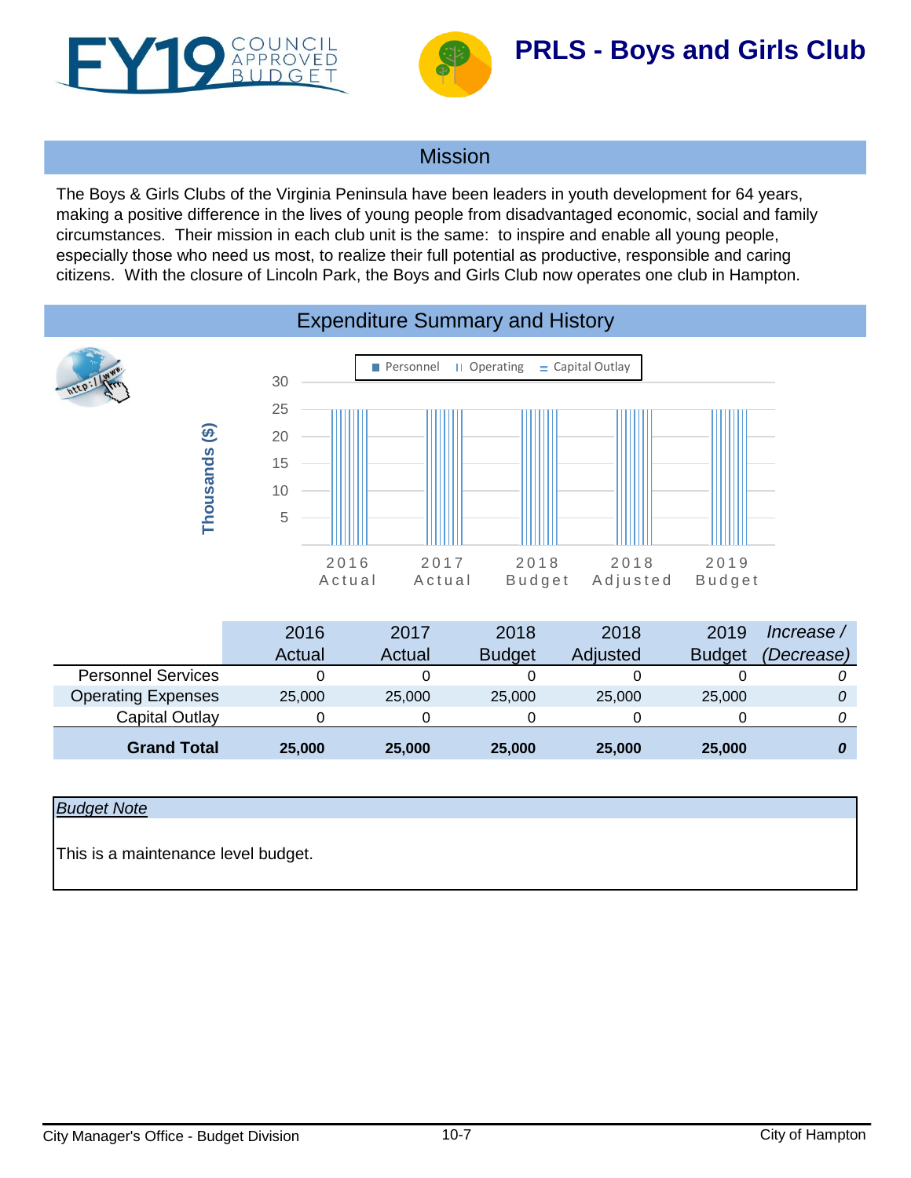# PRLS - Boys and Girls Club

## Mission

The Boys & Girls Clubs of the Virginia Peninsula have been leaders in youth development for 64 years, making a positive difference in the lives of young people from disadvantaged economic, social and family circumstances. Their mission in each club unit is the same: to inspire and enable all young people, especially those who need us most, to realize their full potential as productive, responsible and caring citizens. With the closure of Lincoln Park, the Boys and Girls Club now operates one club in Hampton.

## Expenditure Summary and History

| | 2016 Actual | 2017 Actual | 2018 Budget | 2018 Adjusted | 2019 Budget | *Increase / (Decrease)* |
|---|---|---|---|---|---|---|
| Personnel Services | 0 | 0 | 0 | 0 | 0 | *0* |
| Operating Expenses | 25,000 | 25,000 | 25,000 | 25,000 | 25,000 | *0* |
| Capital Outlay | 0 | 0 | 0 | 0 | 0 | *0* |
| **Grand Total** | **25,000** | **25,000** | **25,000** | **25,000** | **25,000** | ***0*** |

*Budget Note*

This is a maintenance level budget.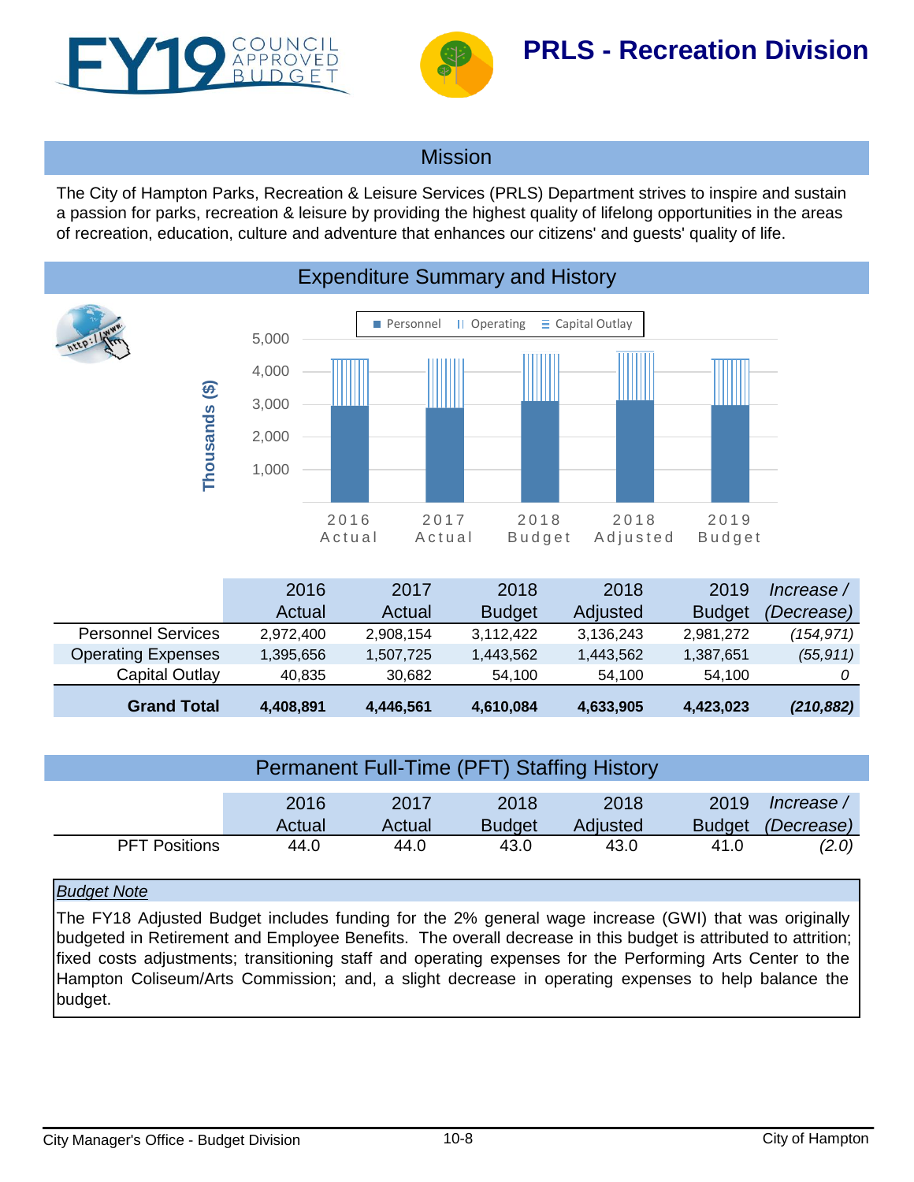# FY19 COUNCIL APPROVED BUDGET

# PRLS - Recreation Division

## Mission

The City of Hampton Parks, Recreation & Leisure Services (PRLS) Department strives to inspire and sustain a passion for parks, recreation & leisure by providing the highest quality of lifelong opportunities in the areas of recreation, education, culture and adventure that enhances our citizens' and guests' quality of life.

## Expenditure Summary and History

| | 2016 Actual | 2017 Actual | 2018 Budget | 2018 Adjusted | 2019 Budget | *Increase / (Decrease)* |
|---|---|---|---|---|---|---|
| Personnel Services | 2,972,400 | 2,908,154 | 3,112,422 | 3,136,243 | 2,981,272 | *(154,971)* |
| Operating Expenses | 1,395,656 | 1,507,725 | 1,443,562 | 1,443,562 | 1,387,651 | *(55,911)* |
| Capital Outlay | 40,835 | 30,682 | 54,100 | 54,100 | 54,100 | *0* |
| **Grand Total** | **4,408,891** | **4,446,561** | **4,610,084** | **4,633,905** | **4,423,023** | ***(210,882)*** |

## Permanent Full-Time (PFT) Staffing History

| | 2016 Actual | 2017 Actual | 2018 Budget | 2018 Adjusted | 2019 Budget | *Increase / (Decrease)* |
|---|---|---|---|---|---|---|
| PFT Positions | 44.0 | 44.0 | 43.0 | 43.0 | 41.0 | *(2.0)* |

***Budget Note***

The FY18 Adjusted Budget includes funding for the 2% general wage increase (GWI) that was originally budgeted in Retirement and Employee Benefits. The overall decrease in this budget is attributed to attrition; fixed costs adjustments; transitioning staff and operating expenses for the Performing Arts Center to the Hampton Coliseum/Arts Commission; and, a slight decrease in operating expenses to help balance the budget.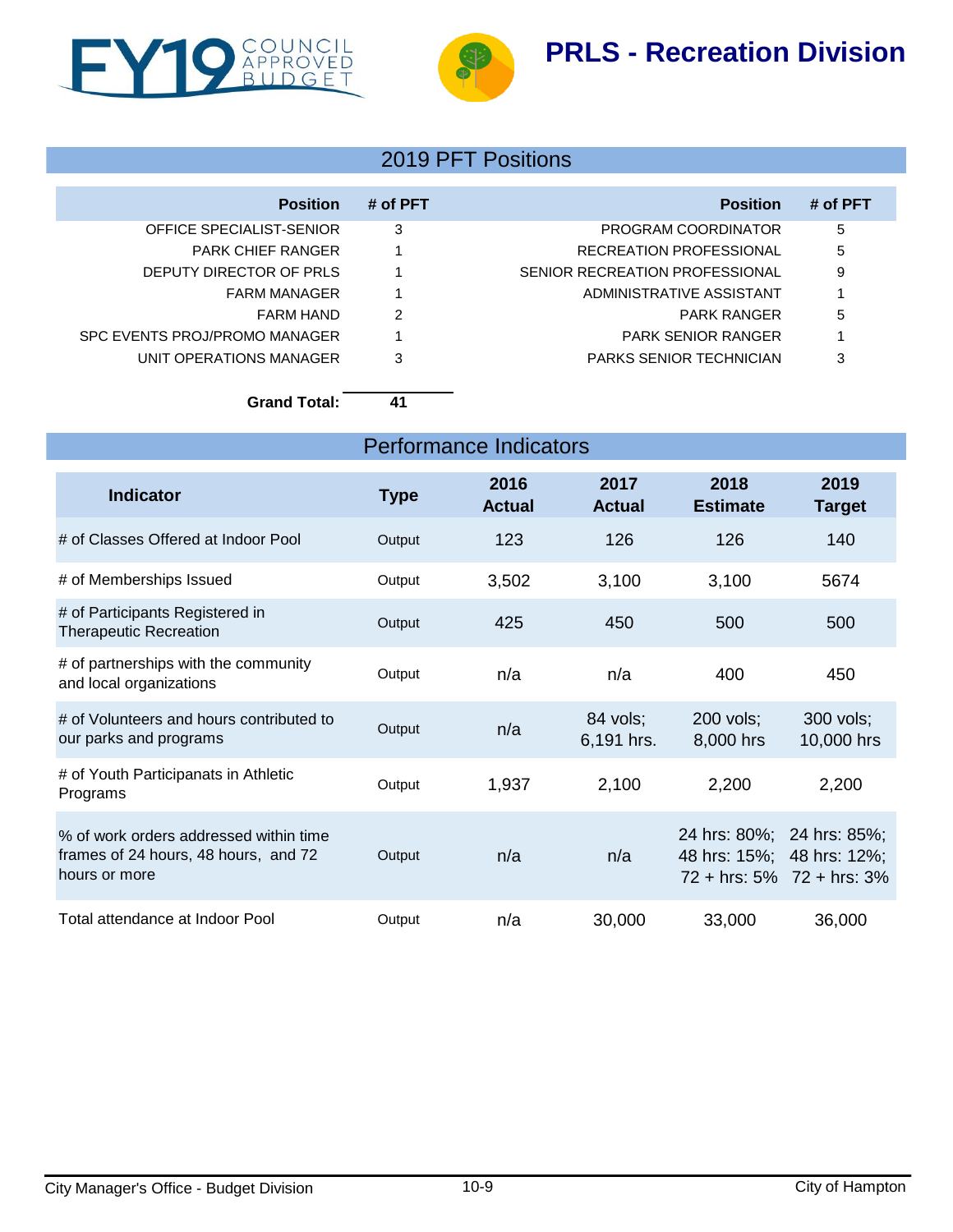# PRLS - Recreation Division

## 2019 PFT Positions

| Position | # of PFT | Position | # of PFT |
|---|---|---|---|
| OFFICE SPECIALIST-SENIOR | 3 | PROGRAM COORDINATOR | 5 |
| PARK CHIEF RANGER | 1 | RECREATION PROFESSIONAL | 5 |
| DEPUTY DIRECTOR OF PRLS | 1 | SENIOR RECREATION PROFESSIONAL | 9 |
| FARM MANAGER | 1 | ADMINISTRATIVE ASSISTANT | 1 |
| FARM HAND | 2 | PARK RANGER | 5 |
| SPC EVENTS PROJ/PROMO MANAGER | 1 | PARK SENIOR RANGER | 1 |
| UNIT OPERATIONS MANAGER | 3 | PARKS SENIOR TECHNICIAN | 3 |

**Grand Total:** **41**

## Performance Indicators

| Indicator | Type | 2016 Actual | 2017 Actual | 2018 Estimate | 2019 Target |
|---|---|---|---|---|---|
| # of Classes Offered at Indoor Pool | Output | 123 | 126 | 126 | 140 |
| # of Memberships Issued | Output | 3,502 | 3,100 | 3,100 | 5674 |
| # of Participants Registered in Therapeutic Recreation | Output | 425 | 450 | 500 | 500 |
| # of partnerships with the community and local organizations | Output | n/a | n/a | 400 | 450 |
| # of Volunteers and hours contributed to our parks and programs | Output | n/a | 84 vols; 6,191 hrs. | 200 vols; 8,000 hrs | 300 vols; 10,000 hrs |
| # of Youth Participanats in Athletic Programs | Output | 1,937 | 2,100 | 2,200 | 2,200 |
| % of work orders addressed within time frames of 24 hours, 48 hours, and 72 hours or more | Output | n/a | n/a | 24 hrs: 80%; 48 hrs: 15%; 72 + hrs: 5% | 24 hrs: 85%; 48 hrs: 12%; 72 + hrs: 3% |
| Total attendance at Indoor Pool | Output | n/a | 30,000 | 33,000 | 36,000 |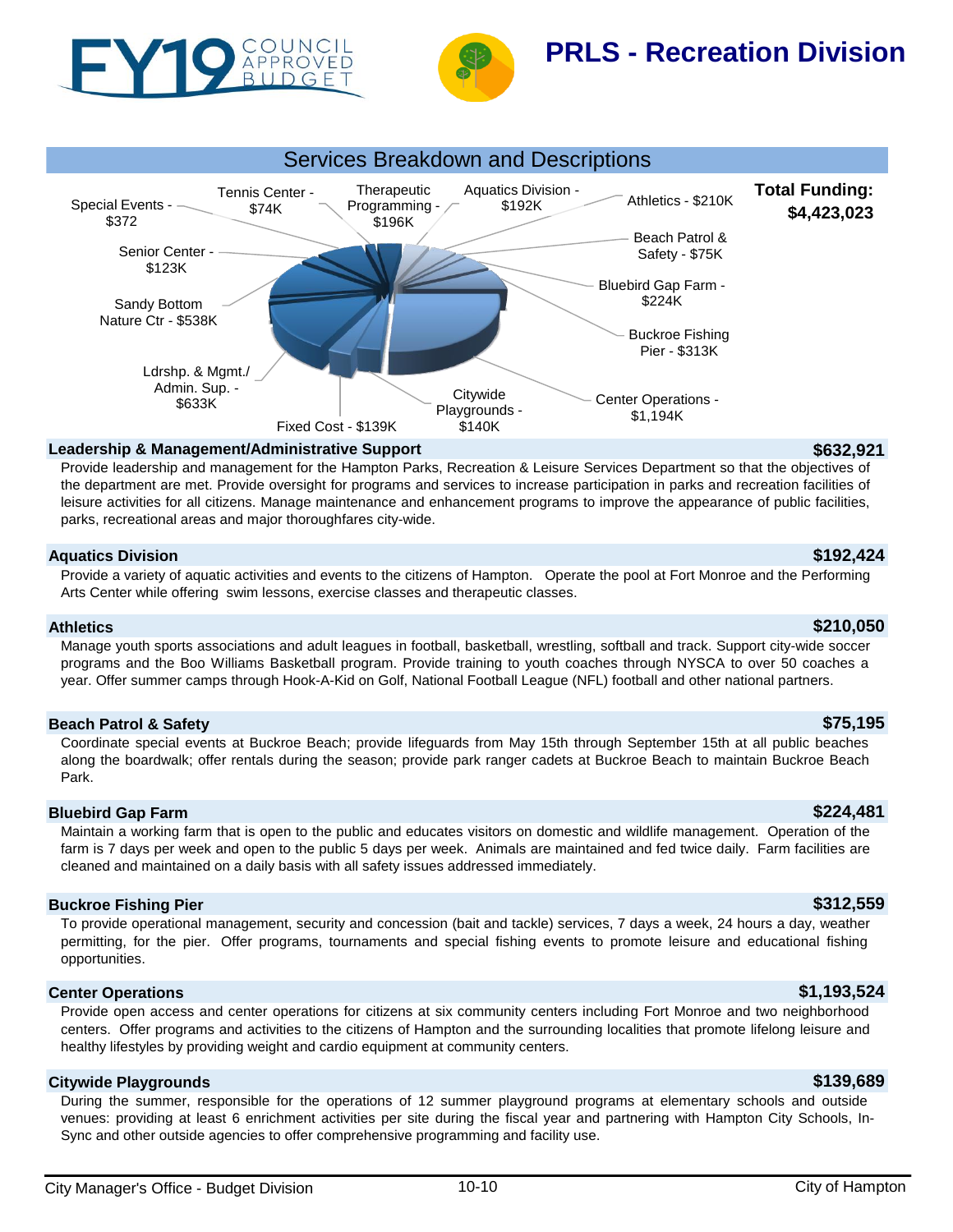# PRLS - Recreation Division

## Services Breakdown and Descriptions

**Total Funding: $4,423,023**

- Special Events - $372
- Tennis Center - $74K
- Therapeutic Programming - $196K
- Aquatics Division - $192K
- Athletics - $210K
- Beach Patrol & Safety - $75K
- Bluebird Gap Farm - $224K
- Buckroe Fishing Pier - $313K
- Center Operations - $1,194K
- Citywide Playgrounds - $140K
- Fixed Cost - $139K
- Ldrshp. & Mgmt./ Admin. Sup. - $633K
- Sandy Bottom Nature Ctr - $538K
- Senior Center - $123K

### Leadership & Management/Administrative Support — $632,921

Provide leadership and management for the Hampton Parks, Recreation & Leisure Services Department so that the objectives of the department are met. Provide oversight for programs and services to increase participation in parks and recreation facilities of leisure activities for all citizens. Manage maintenance and enhancement programs to improve the appearance of public facilities, parks, recreational areas and major thoroughfares city-wide.

### Aquatics Division — $192,424

Provide a variety of aquatic activities and events to the citizens of Hampton. Operate the pool at Fort Monroe and the Performing Arts Center while offering swim lessons, exercise classes and therapeutic classes.

### Athletics — $210,050

Manage youth sports associations and adult leagues in football, basketball, wrestling, softball and track. Support city-wide soccer programs and the Boo Williams Basketball program. Provide training to youth coaches through NYSCA to over 50 coaches a year. Offer summer camps through Hook-A-Kid on Golf, National Football League (NFL) football and other national partners.

### Beach Patrol & Safety — $75,195

Coordinate special events at Buckroe Beach; provide lifeguards from May 15th through September 15th at all public beaches along the boardwalk; offer rentals during the season; provide park ranger cadets at Buckroe Beach to maintain Buckroe Beach Park.

### Bluebird Gap Farm — $224,481

Maintain a working farm that is open to the public and educates visitors on domestic and wildlife management. Operation of the farm is 7 days per week and open to the public 5 days per week. Animals are maintained and fed twice daily. Farm facilities are cleaned and maintained on a daily basis with all safety issues addressed immediately.

### Buckroe Fishing Pier — $312,559

To provide operational management, security and concession (bait and tackle) services, 7 days a week, 24 hours a day, weather permitting, for the pier. Offer programs, tournaments and special fishing events to promote leisure and educational fishing opportunities.

### Center Operations — $1,193,524

Provide open access and center operations for citizens at six community centers including Fort Monroe and two neighborhood centers. Offer programs and activities to the citizens of Hampton and the surrounding localities that promote lifelong leisure and healthy lifestyles by providing weight and cardio equipment at community centers.

### Citywide Playgrounds — $139,689

During the summer, responsible for the operations of 12 summer playground programs at elementary schools and outside venues: providing at least 6 enrichment activities per site during the fiscal year and partnering with Hampton City Schools, In-Sync and other outside agencies to offer comprehensive programming and facility use.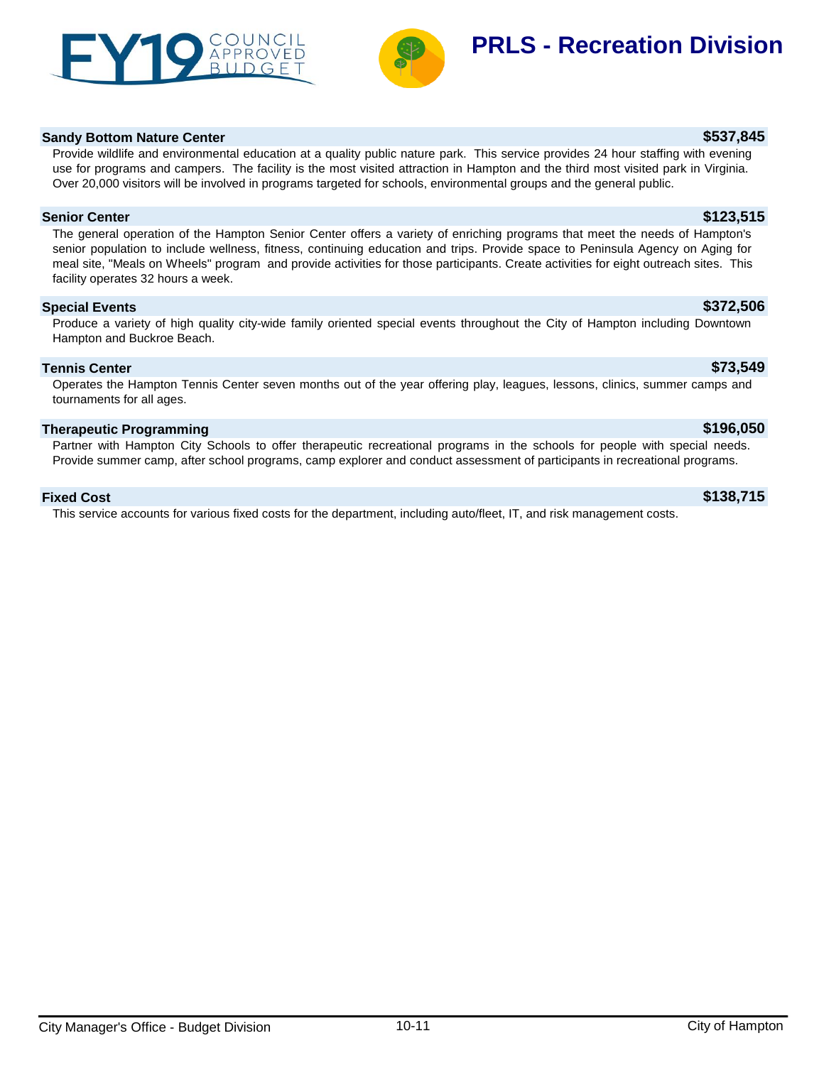## PRLS - Recreation Division

### Sandy Bottom Nature Center — $537,845

Provide wildlife and environmental education at a quality public nature park. This service provides 24 hour staffing with evening use for programs and campers. The facility is the most visited attraction in Hampton and the third most visited park in Virginia. Over 20,000 visitors will be involved in programs targeted for schools, environmental groups and the general public.

### Senior Center — $123,515

The general operation of the Hampton Senior Center offers a variety of enriching programs that meet the needs of Hampton's senior population to include wellness, fitness, continuing education and trips. Provide space to Peninsula Agency on Aging for meal site, "Meals on Wheels" program and provide activities for those participants. Create activities for eight outreach sites. This facility operates 32 hours a week.

### Special Events — $372,506

Produce a variety of high quality city-wide family oriented special events throughout the City of Hampton including Downtown Hampton and Buckroe Beach.

### Tennis Center — $73,549

Operates the Hampton Tennis Center seven months out of the year offering play, leagues, lessons, clinics, summer camps and tournaments for all ages.

### Therapeutic Programming — $196,050

Partner with Hampton City Schools to offer therapeutic recreational programs in the schools for people with special needs. Provide summer camp, after school programs, camp explorer and conduct assessment of participants in recreational programs.

### Fixed Cost — $138,715

This service accounts for various fixed costs for the department, including auto/fleet, IT, and risk management costs.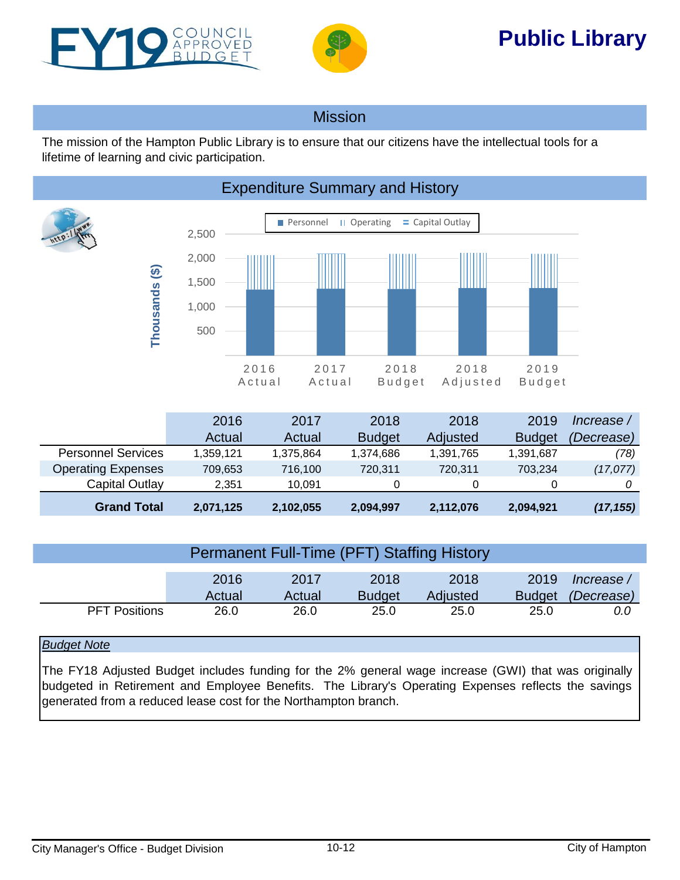# Public Library

FY19 COUNCIL APPROVED BUDGET

## Mission

The mission of the Hampton Public Library is to ensure that our citizens have the intellectual tools for a lifetime of learning and civic participation.

## Expenditure Summary and History

| | 2016 Actual | 2017 Actual | 2018 Budget | 2018 Adjusted | 2019 Budget | *Increase / (Decrease)* |
|---|---|---|---|---|---|---|
| Personnel Services | 1,359,121 | 1,375,864 | 1,374,686 | 1,391,765 | 1,391,687 | *(78)* |
| Operating Expenses | 709,653 | 716,100 | 720,311 | 720,311 | 703,234 | *(17,077)* |
| Capital Outlay | 2,351 | 10,091 | 0 | 0 | 0 | *0* |
| **Grand Total** | **2,071,125** | **2,102,055** | **2,094,997** | **2,112,076** | **2,094,921** | ***(17,155)*** |

## Permanent Full-Time (PFT) Staffing History

| | 2016 Actual | 2017 Actual | 2018 Budget | 2018 Adjusted | 2019 Budget | *Increase / (Decrease)* |
|---|---|---|---|---|---|---|
| PFT Positions | 26.0 | 26.0 | 25.0 | 25.0 | 25.0 | *0.0* |

***Budget Note***

The FY18 Adjusted Budget includes funding for the 2% general wage increase (GWI) that was originally budgeted in Retirement and Employee Benefits. The Library's Operating Expenses reflects the savings generated from a reduced lease cost for the Northampton branch.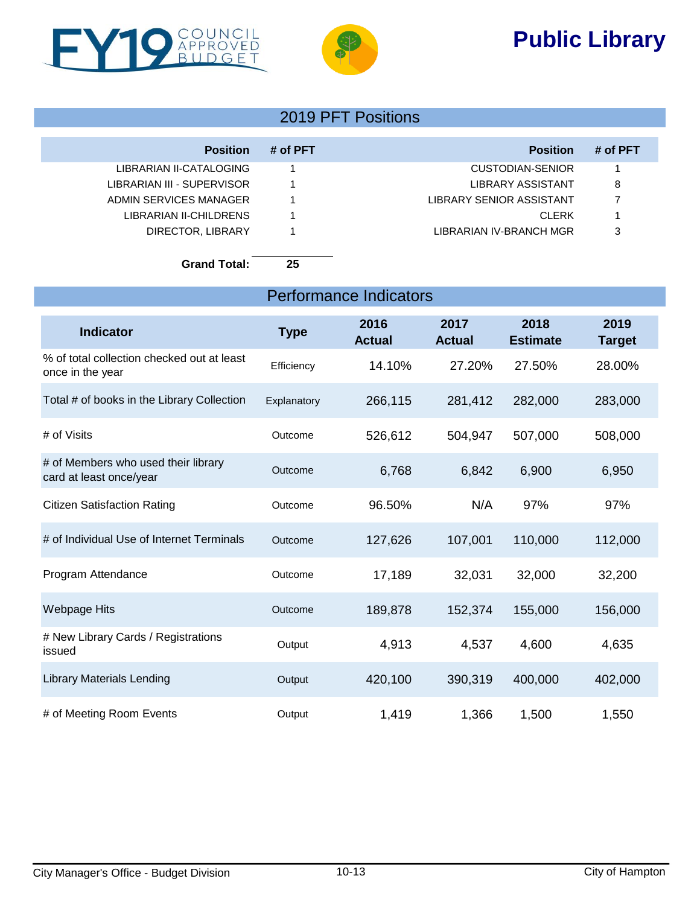FY19 COUNCIL APPROVED BUDGET

# Public Library

## 2019 PFT Positions

| Position | # of PFT | Position | # of PFT |
|---|---|---|---|
| LIBRARIAN II-CATALOGING | 1 | CUSTODIAN-SENIOR | 1 |
| LIBRARIAN III - SUPERVISOR | 1 | LIBRARY ASSISTANT | 8 |
| ADMIN SERVICES MANAGER | 1 | LIBRARY SENIOR ASSISTANT | 7 |
| LIBRARIAN II-CHILDRENS | 1 | CLERK | 1 |
| DIRECTOR, LIBRARY | 1 | LIBRARIAN IV-BRANCH MGR | 3 |

**Grand Total: 25**

## Performance Indicators

| Indicator | Type | 2016 Actual | 2017 Actual | 2018 Estimate | 2019 Target |
|---|---|---|---|---|---|
| % of total collection checked out at least once in the year | Efficiency | 14.10% | 27.20% | 27.50% | 28.00% |
| Total # of books in the Library Collection | Explanatory | 266,115 | 281,412 | 282,000 | 283,000 |
| # of Visits | Outcome | 526,612 | 504,947 | 507,000 | 508,000 |
| # of Members who used their library card at least once/year | Outcome | 6,768 | 6,842 | 6,900 | 6,950 |
| Citizen Satisfaction Rating | Outcome | 96.50% | N/A | 97% | 97% |
| # of Individual Use of Internet Terminals | Outcome | 127,626 | 107,001 | 110,000 | 112,000 |
| Program Attendance | Outcome | 17,189 | 32,031 | 32,000 | 32,200 |
| Webpage Hits | Outcome | 189,878 | 152,374 | 155,000 | 156,000 |
| # New Library Cards / Registrations issued | Output | 4,913 | 4,537 | 4,600 | 4,635 |
| Library Materials Lending | Output | 420,100 | 390,319 | 400,000 | 402,000 |
| # of Meeting Room Events | Output | 1,419 | 1,366 | 1,500 | 1,550 |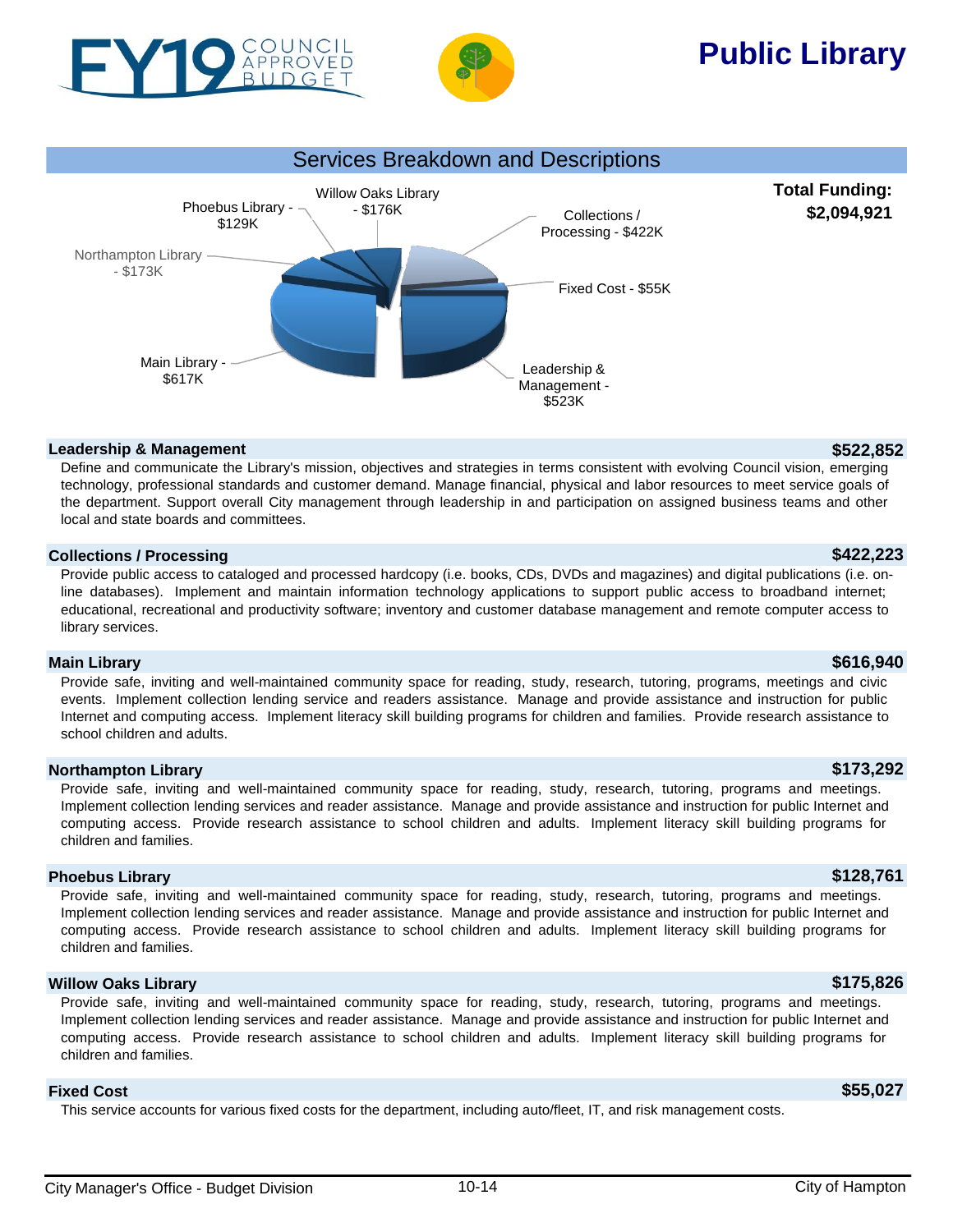FY19 COUNCIL APPROVED BUDGET

# Public Library

## Services Breakdown and Descriptions

**Total Funding: $2,094,921**

Willow Oaks Library - $176K

Phoebus Library - $129K

Northampton Library - $173K

Main Library - $617K

Collections / Processing - $422K

Fixed Cost - $55K

Leadership & Management - $523K

### Leadership & Management — $522,852

Define and communicate the Library's mission, objectives and strategies in terms consistent with evolving Council vision, emerging technology, professional standards and customer demand. Manage financial, physical and labor resources to meet service goals of the department. Support overall City management through leadership in and participation on assigned business teams and other local and state boards and committees.

### Collections / Processing — $422,223

Provide public access to cataloged and processed hardcopy (i.e. books, CDs, DVDs and magazines) and digital publications (i.e. on-line databases). Implement and maintain information technology applications to support public access to broadband internet; educational, recreational and productivity software; inventory and customer database management and remote computer access to library services.

### Main Library — $616,940

Provide safe, inviting and well-maintained community space for reading, study, research, tutoring, programs, meetings and civic events. Implement collection lending service and readers assistance. Manage and provide assistance and instruction for public Internet and computing access. Implement literacy skill building programs for children and families. Provide research assistance to school children and adults.

### Northampton Library — $173,292

Provide safe, inviting and well-maintained community space for reading, study, research, tutoring, programs and meetings. Implement collection lending services and reader assistance. Manage and provide assistance and instruction for public Internet and computing access. Provide research assistance to school children and adults. Implement literacy skill building programs for children and families.

### Phoebus Library — $128,761

Provide safe, inviting and well-maintained community space for reading, study, research, tutoring, programs and meetings. Implement collection lending services and reader assistance. Manage and provide assistance and instruction for public Internet and computing access. Provide research assistance to school children and adults. Implement literacy skill building programs for children and families.

### Willow Oaks Library — $175,826

Provide safe, inviting and well-maintained community space for reading, study, research, tutoring, programs and meetings. Implement collection lending services and reader assistance. Manage and provide assistance and instruction for public Internet and computing access. Provide research assistance to school children and adults. Implement literacy skill building programs for children and families.

### Fixed Cost — $55,027

This service accounts for various fixed costs for the department, including auto/fleet, IT, and risk management costs.